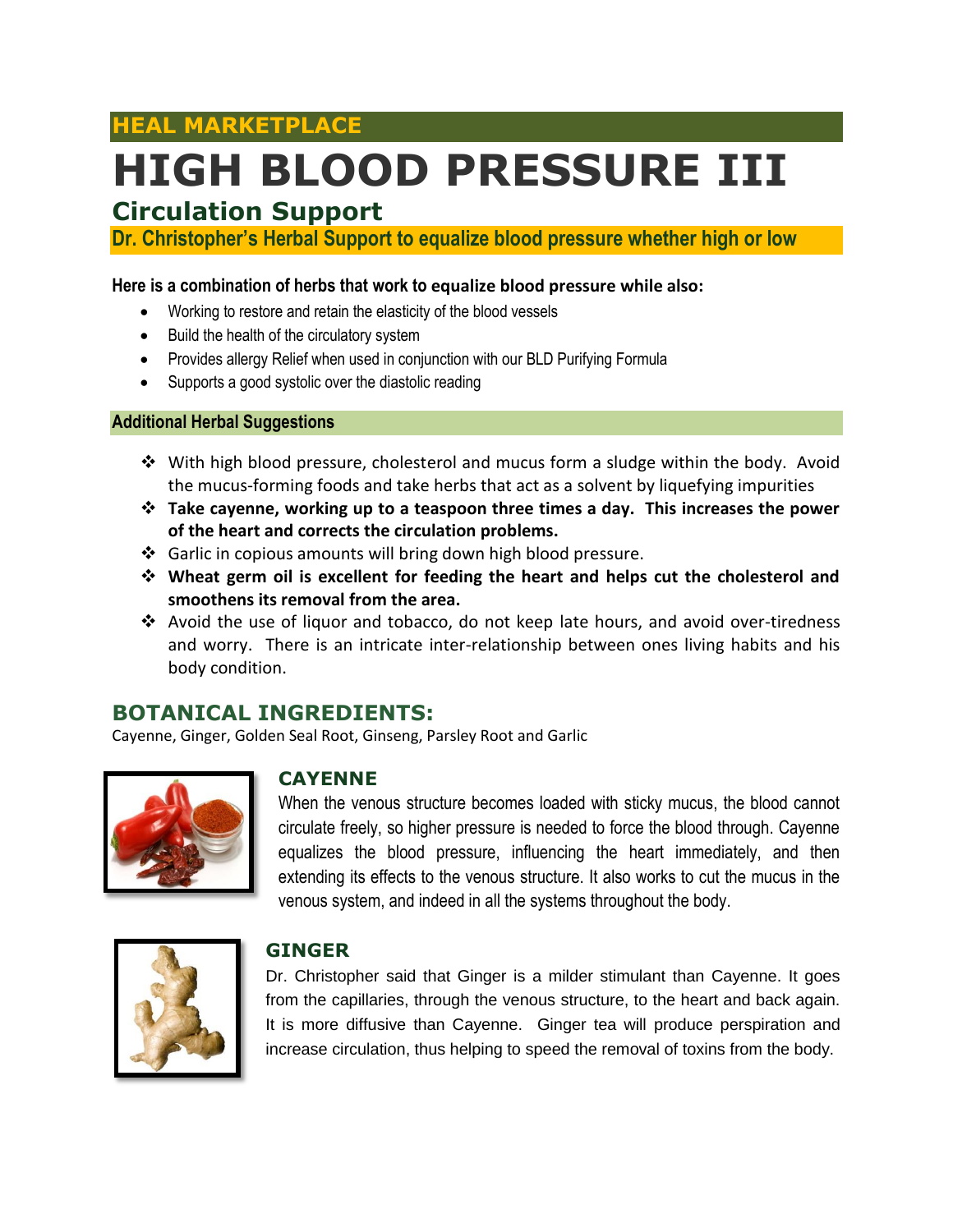## HEAL MARKETPLACE

# HIGH BLOOD PRESSURE III

## Circulation Support

**Dr. Christopher's Herbal Support to equalize blood pressure whether high or low**

**Here is a combination of herbs that work to equalize blood pressure while also:**

- Working to restore and retain the elasticity of the blood vessels
- Build the health of the circulatory system
- Provides allergy Relief when used in conjunction with our BLD Purifying Formula
- Supports a good systolic over the diastolic reading

**Additional Herbal Suggestions**

- With high blood pressure, cholesterol and mucus form a sludge within the body. Avoid the mucus-forming foods and take herbs that act as a solvent by liquefying impurities
- **Take cayenne, working up to a teaspoon three times a day. This increases the power of the heart and corrects the circulation problems.**
- Garlic in copious amounts will bring down high blood pressure.
- **Wheat germ oil is excellent for feeding the heart and helps cut the cholesterol and smoothens its removal from the area.**
- Avoid the use of liquor and tobacco, do not keep late hours, and avoid over-tiredness and worry. There is an intricate inter-relationship between ones living habits and his body condition.

## BOTANICAL INGREDIENTS:

Cayenne, Ginger, Golden Seal Root, Ginseng, Parsley Root and Garlic

### CAYENNE

When the venous structure becomes loaded with sticky mucus, the blood cannot circulate freely, so higher pressure is needed to force the blood through. Cayenne equalizes the blood pressure, influencing the heart immediately, and then extending its effects to the venous structure. It also works to cut the mucus in the venous system, and indeed in all the systems throughout the body.

### GINGER

Dr. Christopher said that Ginger is a milder stimulant than Cayenne. It goes from the capillaries, through the venous structure, to the heart and back again. It is more diffusive than Cayenne. Ginger tea will produce perspiration and increase circulation, thus helping to speed the removal of toxins from the body.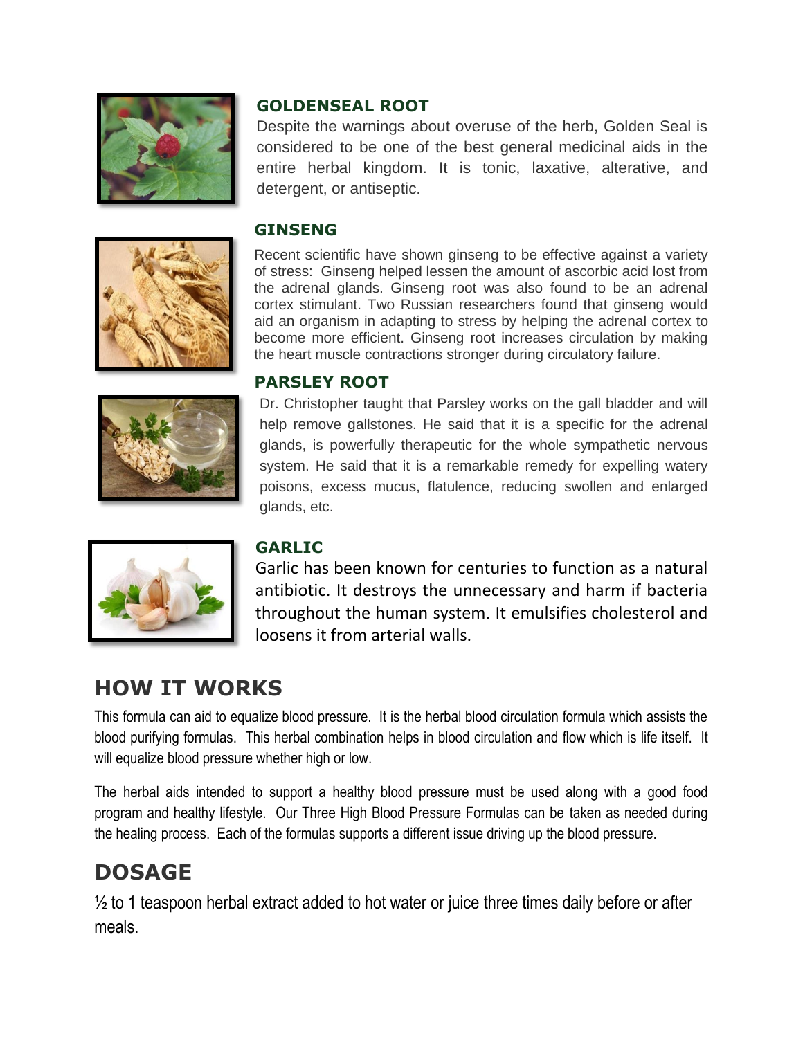### GOLDENSEAL ROOT

Despite the warnings about overuse of the herb, Golden Seal is considered to be one of the best general medicinal aids in the entire herbal kingdom. It is tonic, laxative, alterative, and detergent, or antiseptic.

### GINSENG

Recent scientific have shown ginseng to be effective against a variety of stress: Ginseng helped lessen the amount of ascorbic acid lost from the adrenal glands. Ginseng root was also found to be an adrenal cortex stimulant. Two Russian researchers found that ginseng would aid an organism in adapting to stress by helping the adrenal cortex to become more efficient. Ginseng root increases circulation by making the heart muscle contractions stronger during circulatory failure.

### PARSLEY ROOT

Dr. Christopher taught that Parsley works on the gall bladder and will help remove gallstones. He said that it is a specific for the adrenal glands, is powerfully therapeutic for the whole sympathetic nervous system. He said that it is a remarkable remedy for expelling watery poisons, excess mucus, flatulence, reducing swollen and enlarged glands, etc.

### GARLIC

Garlic has been known for centuries to function as a natural antibiotic. It destroys the unnecessary and harm if bacteria throughout the human system. It emulsifies cholesterol and loosens it from arterial walls.

## HOW IT WORKS

This formula can aid to equalize blood pressure. It is the herbal blood circulation formula which assists the blood purifying formulas. This herbal combination helps in blood circulation and flow which is life itself. It will equalize blood pressure whether high or low.

The herbal aids intended to support a healthy blood pressure must be used along with a good food program and healthy lifestyle. Our Three High Blood Pressure Formulas can be taken as needed during the healing process. Each of the formulas supports a different issue driving up the blood pressure.

## DOSAGE

½ to 1 teaspoon herbal extract added to hot water or juice three times daily before or after meals.